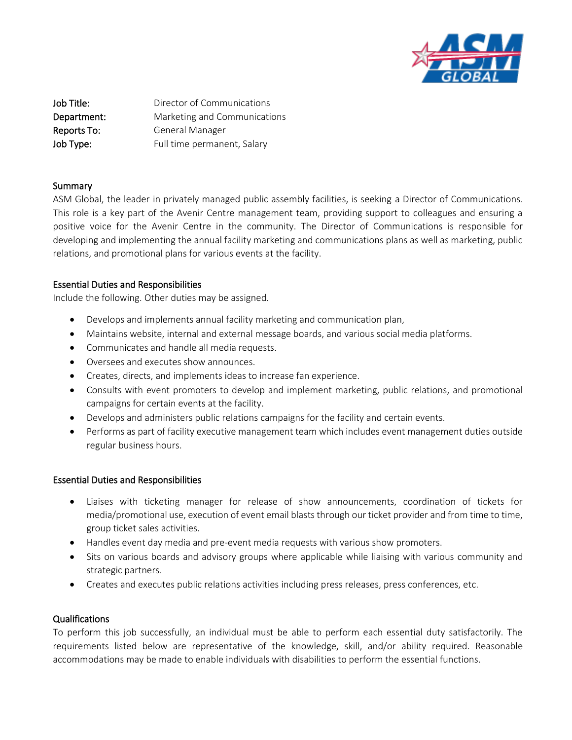**Job Title:** Director of Communications
**Department:** Marketing and Communications
**Reports To:** General Manager
**Job Type:** Full time permanent, Salary

## Summary

ASM Global, the leader in privately managed public assembly facilities, is seeking a Director of Communications. This role is a key part of the Avenir Centre management team, providing support to colleagues and ensuring a positive voice for the Avenir Centre in the community. The Director of Communications is responsible for developing and implementing the annual facility marketing and communications plans as well as marketing, public relations, and promotional plans for various events at the facility.

## Essential Duties and Responsibilities

Include the following. Other duties may be assigned.

- Develops and implements annual facility marketing and communication plan,
- Maintains website, internal and external message boards, and various social media platforms.
- Communicates and handle all media requests.
- Oversees and executes show announces.
- Creates, directs, and implements ideas to increase fan experience.
- Consults with event promoters to develop and implement marketing, public relations, and promotional campaigns for certain events at the facility.
- Develops and administers public relations campaigns for the facility and certain events.
- Performs as part of facility executive management team which includes event management duties outside regular business hours.

## Essential Duties and Responsibilities

- Liaises with ticketing manager for release of show announcements, coordination of tickets for media/promotional use, execution of event email blasts through our ticket provider and from time to time, group ticket sales activities.
- Handles event day media and pre-event media requests with various show promoters.
- Sits on various boards and advisory groups where applicable while liaising with various community and strategic partners.
- Creates and executes public relations activities including press releases, press conferences, etc.

## Qualifications

To perform this job successfully, an individual must be able to perform each essential duty satisfactorily. The requirements listed below are representative of the knowledge, skill, and/or ability required. Reasonable accommodations may be made to enable individuals with disabilities to perform the essential functions.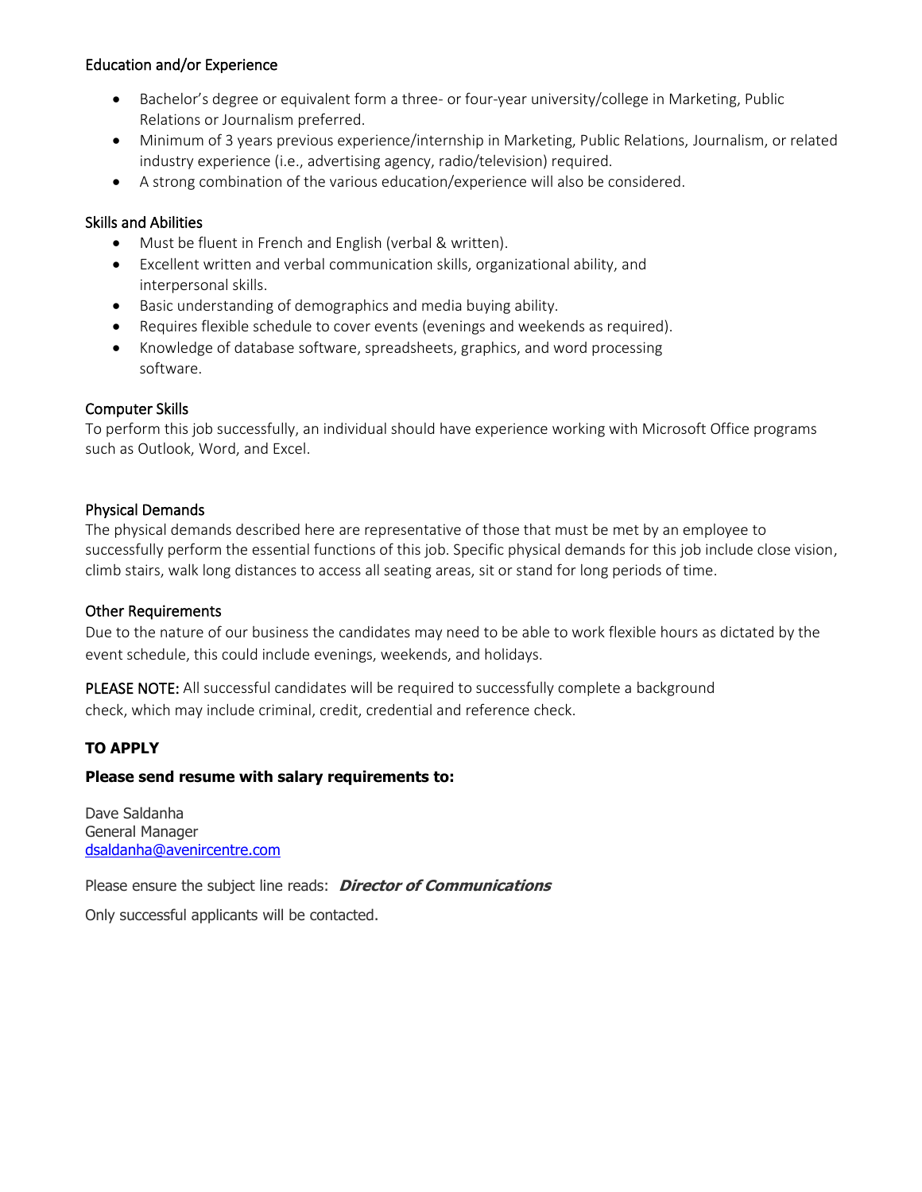### Education and/or Experience

- Bachelor's degree or equivalent form a three- or four-year university/college in Marketing, Public Relations or Journalism preferred.
- Minimum of 3 years previous experience/internship in Marketing, Public Relations, Journalism, or related industry experience (i.e., advertising agency, radio/television) required.
- A strong combination of the various education/experience will also be considered.

### Skills and Abilities

- Must be fluent in French and English (verbal & written).
- Excellent written and verbal communication skills, organizational ability, and interpersonal skills.
- Basic understanding of demographics and media buying ability.
- Requires flexible schedule to cover events (evenings and weekends as required).
- Knowledge of database software, spreadsheets, graphics, and word processing software.

### Computer Skills

To perform this job successfully, an individual should have experience working with Microsoft Office programs such as Outlook, Word, and Excel.

### Physical Demands

The physical demands described here are representative of those that must be met by an employee to successfully perform the essential functions of this job. Specific physical demands for this job include close vision, climb stairs, walk long distances to access all seating areas, sit or stand for long periods of time.

### Other Requirements

Due to the nature of our business the candidates may need to be able to work flexible hours as dictated by the event schedule, this could include evenings, weekends, and holidays.

PLEASE NOTE: All successful candidates will be required to successfully complete a background check, which may include criminal, credit, credential and reference check.

**TO APPLY**

**Please send resume with salary requirements to:**

Dave Saldanha
General Manager
dsaldanha@avenircentre.com

Please ensure the subject line reads: ***Director of Communications***

Only successful applicants will be contacted.